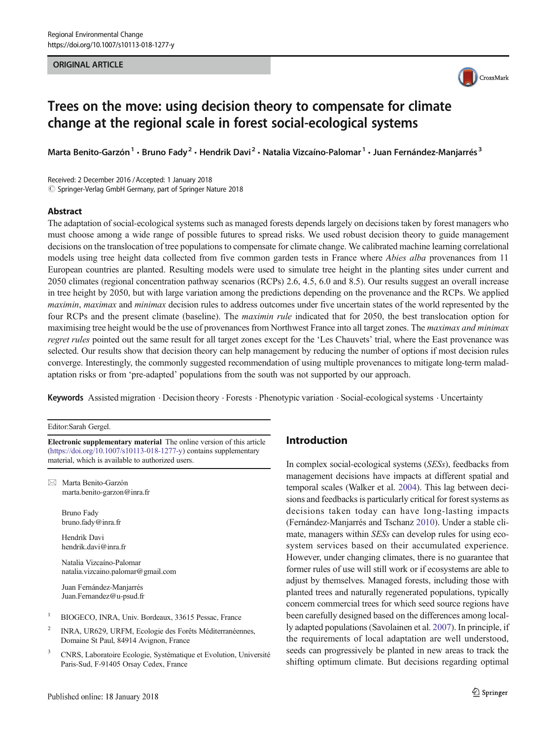ORIGINAL ARTICLE

# Trees on the move: using decision theory to compensate for climate change at the regional scale in forest social-ecological systems

Marta Benito-Garzón [1] · Bruno Fady [2] · Hendrik Davi [2] · Natalia Vizcaíno-Palomar [1] · Juan Fernández-Manjarrés [3]

Received: 2 December 2016 / Accepted: 1 January 2018
© Springer-Verlag GmbH Germany, part of Springer Nature 2018

## Abstract

The adaptation of social-ecological systems such as managed forests depends largely on decisions taken by forest managers who must choose among a wide range of possible futures to spread risks. We used robust decision theory to guide management decisions on the translocation of tree populations to compensate for climate change. We calibrated machine learning correlational models using tree height data collected from five common garden tests in France where *Abies alba* provenances from 11 European countries are planted. Resulting models were used to simulate tree height in the planting sites under current and 2050 climates (regional concentration pathway scenarios (RCPs) 2.6, 4.5, 6.0 and 8.5). Our results suggest an overall increase in tree height by 2050, but with large variation among the predictions depending on the provenance and the RCPs. We applied *maximin*, *maximax* and *minimax* decision rules to address outcomes under five uncertain states of the world represented by the four RCPs and the present climate (baseline). The *maximin rule* indicated that for 2050, the best translocation option for maximising tree height would be the use of provenances from Northwest France into all target zones. The *maximax and minimax regret rules* pointed out the same result for all target zones except for the 'Les Chauvets' trial, where the East provenance was selected. Our results show that decision theory can help management by reducing the number of options if most decision rules converge. Interestingly, the commonly suggested recommendation of using multiple provenances to mitigate long-term maladaptation risks or from 'pre-adapted' populations from the south was not supported by our approach.

**Keywords** Assisted migration · Decision theory · Forests · Phenotypic variation · Social-ecological systems · Uncertainty

Editor:Sarah Gergel.

**Electronic supplementary material** The online version of this article (https://doi.org/10.1007/s10113-018-1277-y) contains supplementary material, which is available to authorized users.

✉ Marta Benito-Garzón
marta.benito-garzon@inra.fr

Bruno Fady
bruno.fady@inra.fr

Hendrik Davi
hendrik.davi@inra.fr

Natalia Vizcaíno-Palomar
natalia.vizcaino.palomar@gmail.com

Juan Fernández-Manjarrés
Juan.Fernandez@u-psud.fr

[1] BIOGECO, INRA, Univ. Bordeaux, 33615 Pessac, France

[2] INRA, UR629, URFM, Ecologie des Forêts Méditerranéennes, Domaine St Paul, 84914 Avignon, France

[3] CNRS, Laboratoire Ecologie, Systématique et Evolution, Université Paris-Sud, F-91405 Orsay Cedex, France

## Introduction

In complex social-ecological systems (*SESs*), feedbacks from management decisions have impacts at different spatial and temporal scales (Walker et al. 2004). This lag between decisions and feedbacks is particularly critical for forest systems as decisions taken today can have long-lasting impacts (Fernández-Manjarrés and Tschanz 2010). Under a stable climate, managers within *SESs* can develop rules for using ecosystem services based on their accumulated experience. However, under changing climates, there is no guarantee that former rules of use will still work or if ecosystems are able to adjust by themselves. Managed forests, including those with planted trees and naturally regenerated populations, typically concern commercial trees for which seed source regions have been carefully designed based on the differences among locally adapted populations (Savolainen et al. 2007). In principle, if the requirements of local adaptation are well understood, seeds can progressively be planted in new areas to track the shifting optimum climate. But decisions regarding optimal

Published online: 18 January 2018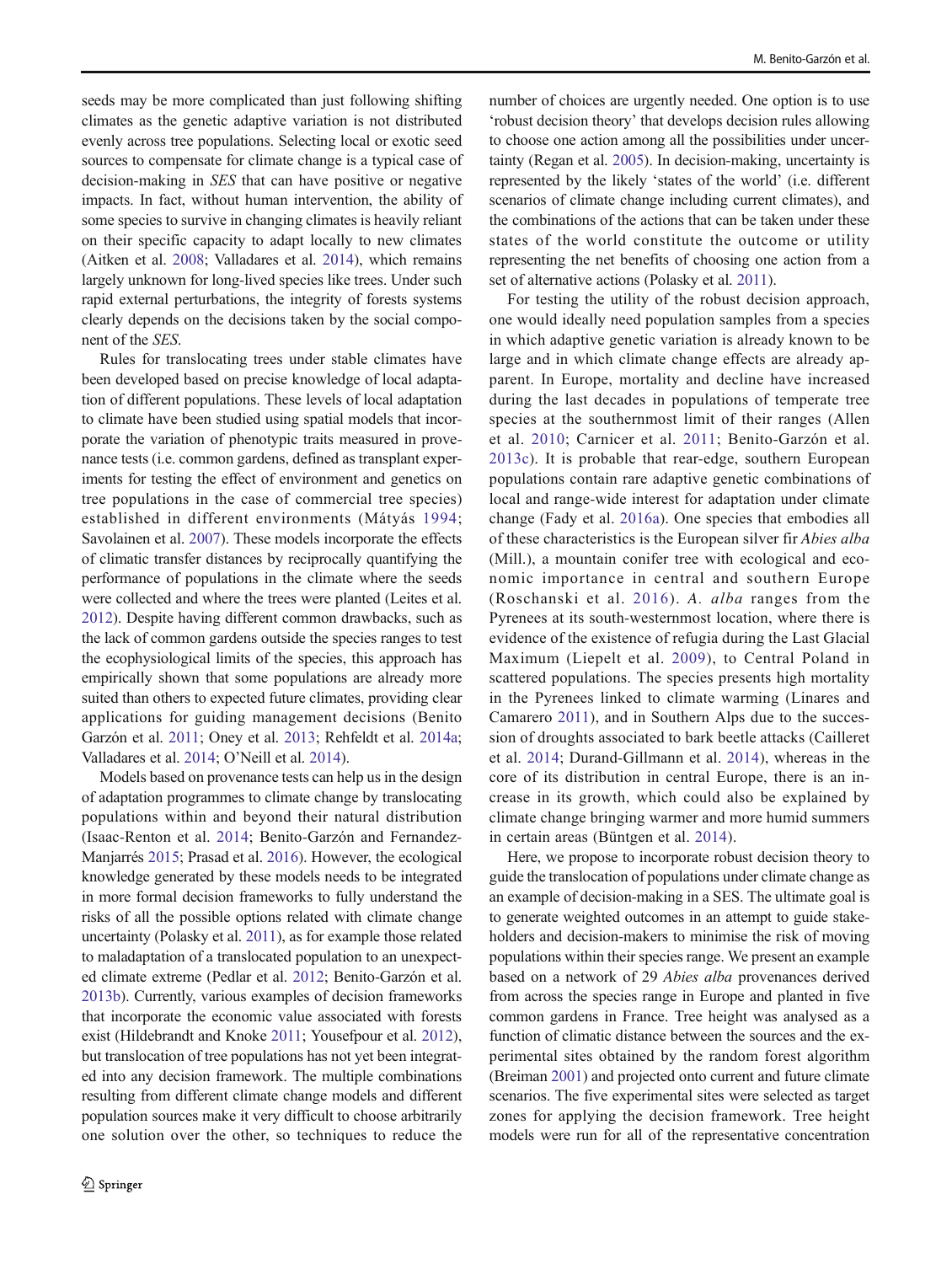seeds may be more complicated than just following shifting climates as the genetic adaptive variation is not distributed evenly across tree populations. Selecting local or exotic seed sources to compensate for climate change is a typical case of decision-making in *SES* that can have positive or negative impacts. In fact, without human intervention, the ability of some species to survive in changing climates is heavily reliant on their specific capacity to adapt locally to new climates (Aitken et al. 2008; Valladares et al. 2014), which remains largely unknown for long-lived species like trees. Under such rapid external perturbations, the integrity of forests systems clearly depends on the decisions taken by the social component of the *SES*.

Rules for translocating trees under stable climates have been developed based on precise knowledge of local adaptation of different populations. These levels of local adaptation to climate have been studied using spatial models that incorporate the variation of phenotypic traits measured in provenance tests (i.e. common gardens, defined as transplant experiments for testing the effect of environment and genetics on tree populations in the case of commercial tree species) established in different environments (Mátyás 1994; Savolainen et al. 2007). These models incorporate the effects of climatic transfer distances by reciprocally quantifying the performance of populations in the climate where the seeds were collected and where the trees were planted (Leites et al. 2012). Despite having different common drawbacks, such as the lack of common gardens outside the species ranges to test the ecophysiological limits of the species, this approach has empirically shown that some populations are already more suited than others to expected future climates, providing clear applications for guiding management decisions (Benito Garzón et al. 2011; Oney et al. 2013; Rehfeldt et al. 2014a; Valladares et al. 2014; O'Neill et al. 2014).

Models based on provenance tests can help us in the design of adaptation programmes to climate change by translocating populations within and beyond their natural distribution (Isaac-Renton et al. 2014; Benito-Garzón and Fernandez-Manjarrés 2015; Prasad et al. 2016). However, the ecological knowledge generated by these models needs to be integrated in more formal decision frameworks to fully understand the risks of all the possible options related with climate change uncertainty (Polasky et al. 2011), as for example those related to maladaptation of a translocated population to an unexpected climate extreme (Pedlar et al. 2012; Benito-Garzón et al. 2013b). Currently, various examples of decision frameworks that incorporate the economic value associated with forests exist (Hildebrandt and Knoke 2011; Yousefpour et al. 2012), but translocation of tree populations has not yet been integrated into any decision framework. The multiple combinations resulting from different climate change models and different population sources make it very difficult to choose arbitrarily one solution over the other, so techniques to reduce the number of choices are urgently needed. One option is to use 'robust decision theory' that develops decision rules allowing to choose one action among all the possibilities under uncertainty (Regan et al. 2005). In decision-making, uncertainty is represented by the likely 'states of the world' (i.e. different scenarios of climate change including current climates), and the combinations of the actions that can be taken under these states of the world constitute the outcome or utility representing the net benefits of choosing one action from a set of alternative actions (Polasky et al. 2011).

For testing the utility of the robust decision approach, one would ideally need population samples from a species in which adaptive genetic variation is already known to be large and in which climate change effects are already apparent. In Europe, mortality and decline have increased during the last decades in populations of temperate tree species at the southernmost limit of their ranges (Allen et al. 2010; Carnicer et al. 2011; Benito-Garzón et al. 2013c). It is probable that rear-edge, southern European populations contain rare adaptive genetic combinations of local and range-wide interest for adaptation under climate change (Fady et al. 2016a). One species that embodies all of these characteristics is the European silver fir *Abies alba* (Mill.), a mountain conifer tree with ecological and economic importance in central and southern Europe (Roschanski et al. 2016). *A. alba* ranges from the Pyrenees at its south-westernmost location, where there is evidence of the existence of refugia during the Last Glacial Maximum (Liepelt et al. 2009), to Central Poland in scattered populations. The species presents high mortality in the Pyrenees linked to climate warming (Linares and Camarero 2011), and in Southern Alps due to the succession of droughts associated to bark beetle attacks (Cailleret et al. 2014; Durand-Gillmann et al. 2014), whereas in the core of its distribution in central Europe, there is an increase in its growth, which could also be explained by climate change bringing warmer and more humid summers in certain areas (Büntgen et al. 2014).

Here, we propose to incorporate robust decision theory to guide the translocation of populations under climate change as an example of decision-making in a SES. The ultimate goal is to generate weighted outcomes in an attempt to guide stakeholders and decision-makers to minimise the risk of moving populations within their species range. We present an example based on a network of 29 *Abies alba* provenances derived from across the species range in Europe and planted in five common gardens in France. Tree height was analysed as a function of climatic distance between the sources and the experimental sites obtained by the random forest algorithm (Breiman 2001) and projected onto current and future climate scenarios. The five experimental sites were selected as target zones for applying the decision framework. Tree height models were run for all of the representative concentration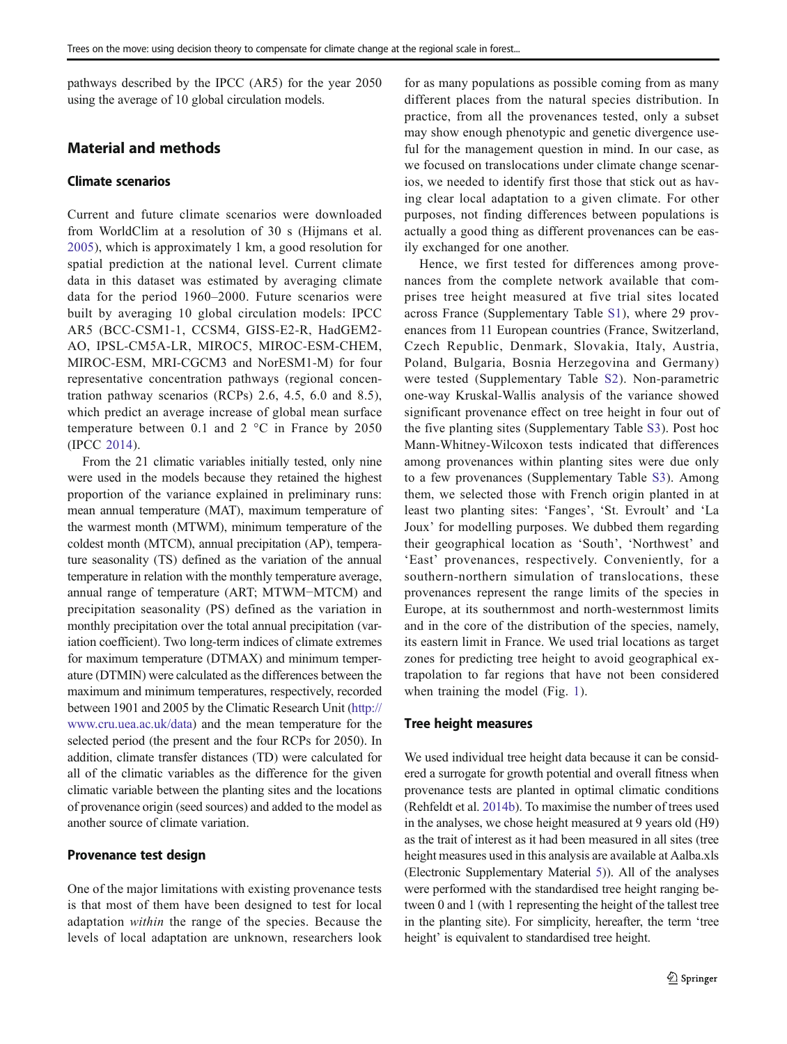pathways described by the IPCC (AR5) for the year 2050 using the average of 10 global circulation models.

## Material and methods

### Climate scenarios

Current and future climate scenarios were downloaded from WorldClim at a resolution of 30 s (Hijmans et al. 2005), which is approximately 1 km, a good resolution for spatial prediction at the national level. Current climate data in this dataset was estimated by averaging climate data for the period 1960–2000. Future scenarios were built by averaging 10 global circulation models: IPCC AR5 (BCC-CSM1-1, CCSM4, GISS-E2-R, HadGEM2-AO, IPSL-CM5A-LR, MIROC5, MIROC-ESM-CHEM, MIROC-ESM, MRI-CGCM3 and NorESM1-M) for four representative concentration pathways (regional concentration pathway scenarios (RCPs) 2.6, 4.5, 6.0 and 8.5), which predict an average increase of global mean surface temperature between 0.1 and 2 °C in France by 2050 (IPCC 2014).

From the 21 climatic variables initially tested, only nine were used in the models because they retained the highest proportion of the variance explained in preliminary runs: mean annual temperature (MAT), maximum temperature of the warmest month (MTWM), minimum temperature of the coldest month (MTCM), annual precipitation (AP), temperature seasonality (TS) defined as the variation of the annual temperature in relation with the monthly temperature average, annual range of temperature (ART; MTWM−MTCM) and precipitation seasonality (PS) defined as the variation in monthly precipitation over the total annual precipitation (variation coefficient). Two long-term indices of climate extremes for maximum temperature (DTMAX) and minimum temperature (DTMIN) were calculated as the differences between the maximum and minimum temperatures, respectively, recorded between 1901 and 2005 by the Climatic Research Unit (http://www.cru.uea.ac.uk/data) and the mean temperature for the selected period (the present and the four RCPs for 2050). In addition, climate transfer distances (TD) were calculated for all of the climatic variables as the difference for the given climatic variable between the planting sites and the locations of provenance origin (seed sources) and added to the model as another source of climate variation.

### Provenance test design

One of the major limitations with existing provenance tests is that most of them have been designed to test for local adaptation *within* the range of the species. Because the levels of local adaptation are unknown, researchers look for as many populations as possible coming from as many different places from the natural species distribution. In practice, from all the provenances tested, only a subset may show enough phenotypic and genetic divergence useful for the management question in mind. In our case, as we focused on translocations under climate change scenarios, we needed to identify first those that stick out as having clear local adaptation to a given climate. For other purposes, not finding differences between populations is actually a good thing as different provenances can be easily exchanged for one another.

Hence, we first tested for differences among provenances from the complete network available that comprises tree height measured at five trial sites located across France (Supplementary Table S1), where 29 provenances from 11 European countries (France, Switzerland, Czech Republic, Denmark, Slovakia, Italy, Austria, Poland, Bulgaria, Bosnia Herzegovina and Germany) were tested (Supplementary Table S2). Non-parametric one-way Kruskal-Wallis analysis of the variance showed significant provenance effect on tree height in four out of the five planting sites (Supplementary Table S3). Post hoc Mann-Whitney-Wilcoxon tests indicated that differences among provenances within planting sites were due only to a few provenances (Supplementary Table S3). Among them, we selected those with French origin planted in at least two planting sites: 'Fanges', 'St. Evroult' and 'La Joux' for modelling purposes. We dubbed them regarding their geographical location as 'South', 'Northwest' and 'East' provenances, respectively. Conveniently, for a southern-northern simulation of translocations, these provenances represent the range limits of the species in Europe, at its southernmost and north-westernmost limits and in the core of the distribution of the species, namely, its eastern limit in France. We used trial locations as target zones for predicting tree height to avoid geographical extrapolation to far regions that have not been considered when training the model (Fig. 1).

### Tree height measures

We used individual tree height data because it can be considered a surrogate for growth potential and overall fitness when provenance tests are planted in optimal climatic conditions (Rehfeldt et al. 2014b). To maximise the number of trees used in the analyses, we chose height measured at 9 years old (H9) as the trait of interest as it had been measured in all sites (tree height measures used in this analysis are available at Aalba.xls (Electronic Supplementary Material 5)). All of the analyses were performed with the standardised tree height ranging between 0 and 1 (with 1 representing the height of the tallest tree in the planting site). For simplicity, hereafter, the term 'tree height' is equivalent to standardised tree height.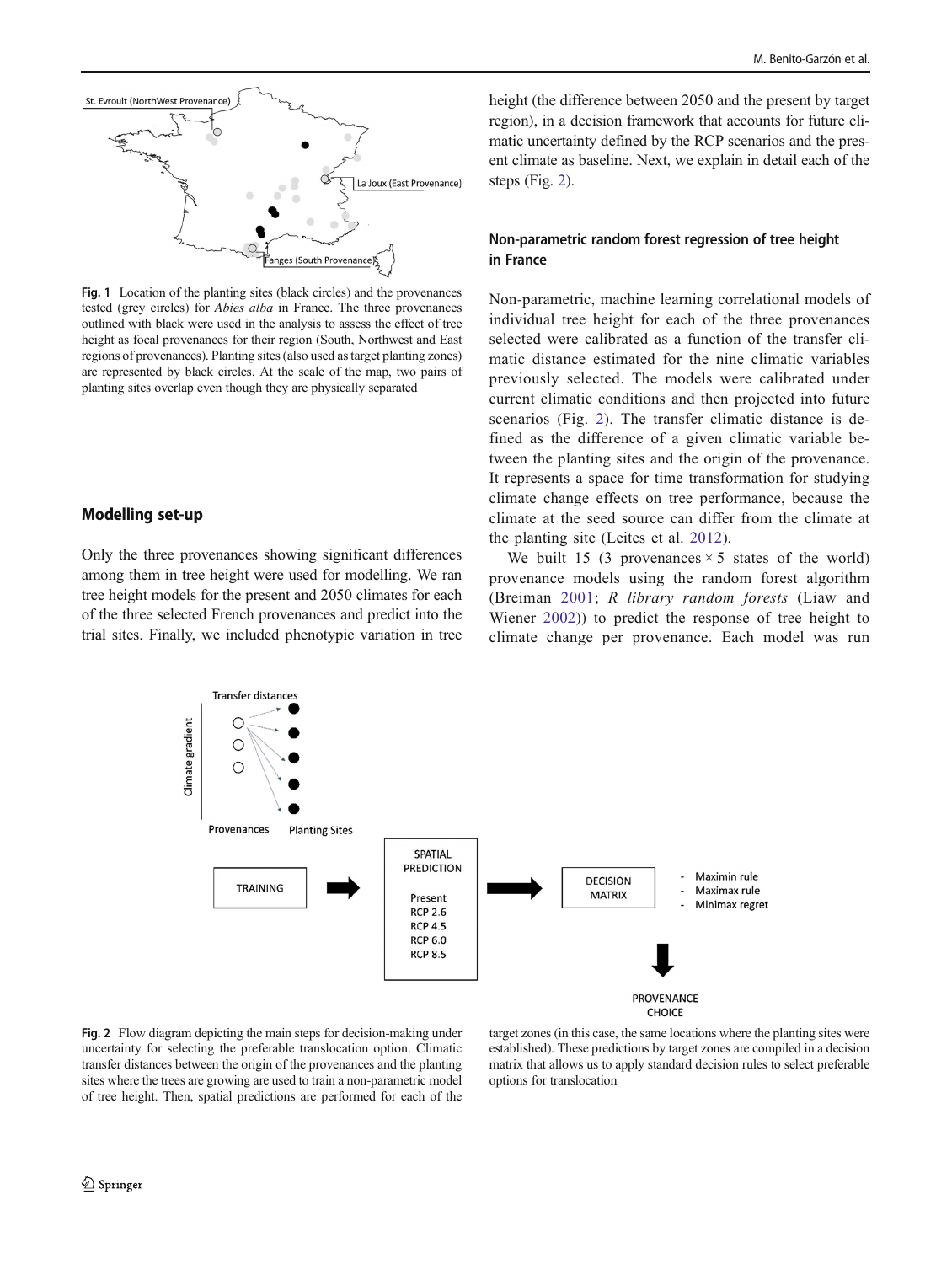St. Evroult (NorthWest Provenance)

La Joux (East Provenance)

Fanges (South Provenance)

**Fig. 1** Location of the planting sites (black circles) and the provenances tested (grey circles) for *Abies alba* in France. The three provenances outlined with black were used in the analysis to assess the effect of tree height as focal provenances for their region (South, Northwest and East regions of provenances). Planting sites (also used as target planting zones) are represented by black circles. At the scale of the map, two pairs of planting sites overlap even though they are physically separated

## Modelling set-up

Only the three provenances showing significant differences among them in tree height were used for modelling. We ran tree height models for the present and 2050 climates for each of the three selected French provenances and predict into the trial sites. Finally, we included phenotypic variation in tree height (the difference between 2050 and the present by target region), in a decision framework that accounts for future climatic uncertainty defined by the RCP scenarios and the present climate as baseline. Next, we explain in detail each of the steps (Fig. 2).

### Non-parametric random forest regression of tree height in France

Non-parametric, machine learning correlational models of individual tree height for each of the three provenances selected were calibrated as a function of the transfer climatic distance estimated for the nine climatic variables previously selected. The models were calibrated under current climatic conditions and then projected into future scenarios (Fig. 2). The transfer climatic distance is defined as the difference of a given climatic variable between the planting sites and the origin of the provenance. It represents a space for time transformation for studying climate change effects on tree performance, because the climate at the seed source can differ from the climate at the planting site (Leites et al. 2012).

We built 15 (3 provenances × 5 states of the world) provenance models using the random forest algorithm (Breiman 2001; *R library random forests* (Liaw and Wiener 2002)) to predict the response of tree height to climate change per provenance. Each model was run

Transfer distances

Climate gradient

Provenances

Planting Sites

TRAINING

SPATIAL PREDICTION

Present
RCP 2.6
RCP 4.5
RCP 6.0
RCP 8.5

DECISION MATRIX

- Maximin rule
- Maximax rule
- Minimax regret

PROVENANCE CHOICE

**Fig. 2** Flow diagram depicting the main steps for decision-making under uncertainty for selecting the preferable translocation option. Climatic transfer distances between the origin of the provenances and the planting sites where the trees are growing are used to train a non-parametric model of tree height. Then, spatial predictions are performed for each of the target zones (in this case, the same locations where the planting sites were established). These predictions by target zones are compiled in a decision matrix that allows us to apply standard decision rules to select preferable options for translocation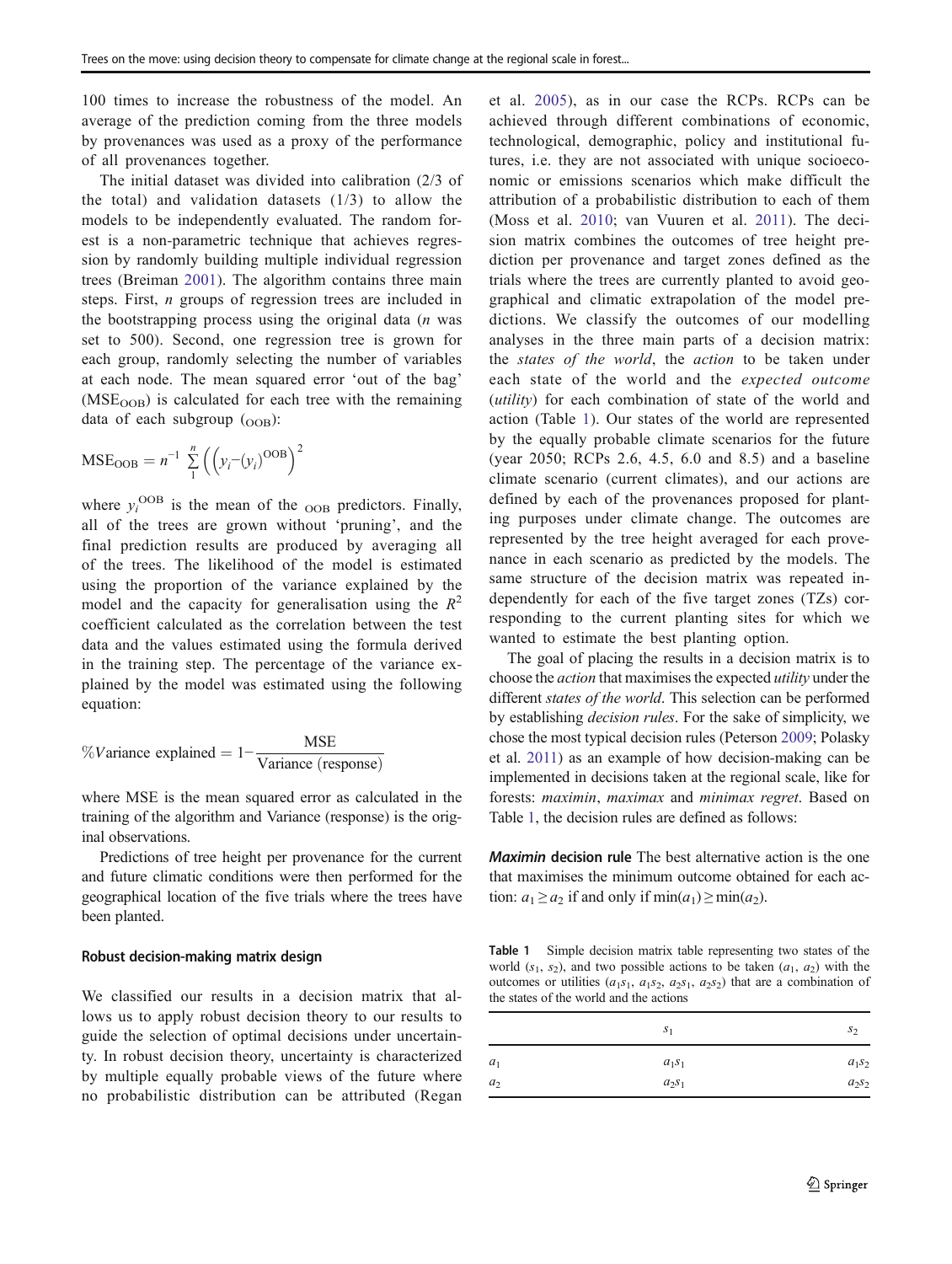100 times to increase the robustness of the model. An average of the prediction coming from the three models by provenances was used as a proxy of the performance of all provenances together.

The initial dataset was divided into calibration (2/3 of the total) and validation datasets (1/3) to allow the models to be independently evaluated. The random forest is a non-parametric technique that achieves regression by randomly building multiple individual regression trees (Breiman 2001). The algorithm contains three main steps. First, *n* groups of regression trees are included in the bootstrapping process using the original data (*n* was set to 500). Second, one regression tree is grown for each group, randomly selecting the number of variables at each node. The mean squared error 'out of the bag' ($MSE_{OOB}$) is calculated for each tree with the remaining data of each subgroup ($_{OOB}$):

$$MSE_{OOB} = n^{-1} \sum_{1}^{n} \left( \left( y_i - \left( y_i \right)^{OOB} \right)^2 \right.$$

where $y_i^{OOB}$ is the mean of the $_{OOB}$ predictors. Finally, all of the trees are grown without 'pruning', and the final prediction results are produced by averaging all of the trees. The likelihood of the model is estimated using the proportion of the variance explained by the model and the capacity for generalisation using the $R^2$ coefficient calculated as the correlation between the test data and the values estimated using the formula derived in the training step. The percentage of the variance explained by the model was estimated using the following equation:

$$\%Variance\ explained = 1 - \frac{MSE}{Variance\ (response)}$$

where MSE is the mean squared error as calculated in the training of the algorithm and Variance (response) is the original observations.

Predictions of tree height per provenance for the current and future climatic conditions were then performed for the geographical location of the five trials where the trees have been planted.

### Robust decision-making matrix design

We classified our results in a decision matrix that allows us to apply robust decision theory to our results to guide the selection of optimal decisions under uncertainty. In robust decision theory, uncertainty is characterized by multiple equally probable views of the future where no probabilistic distribution can be attributed (Regan et al. 2005), as in our case the RCPs. RCPs can be achieved through different combinations of economic, technological, demographic, policy and institutional futures, i.e. they are not associated with unique socioeconomic or emissions scenarios which make difficult the attribution of a probabilistic distribution to each of them (Moss et al. 2010; van Vuuren et al. 2011). The decision matrix combines the outcomes of tree height prediction per provenance and target zones defined as the trials where the trees are currently planted to avoid geographical and climatic extrapolation of the model predictions. We classify the outcomes of our modelling analyses in the three main parts of a decision matrix: the *states of the world*, the *action* to be taken under each state of the world and the *expected outcome* (*utility*) for each combination of state of the world and action (Table 1). Our states of the world are represented by the equally probable climate scenarios for the future (year 2050; RCPs 2.6, 4.5, 6.0 and 8.5) and a baseline climate scenario (current climates), and our actions are defined by each of the provenances proposed for planting purposes under climate change. The outcomes are represented by the tree height averaged for each provenance in each scenario as predicted by the models. The same structure of the decision matrix was repeated independently for each of the five target zones (TZs) corresponding to the current planting sites for which we wanted to estimate the best planting option.

The goal of placing the results in a decision matrix is to choose the *action* that maximises the expected *utility* under the different *states of the world*. This selection can be performed by establishing *decision rules*. For the sake of simplicity, we chose the most typical decision rules (Peterson 2009; Polasky et al. 2011) as an example of how decision-making can be implemented in decisions taken at the regional scale, like for forests: *maximin*, *maximax* and *minimax regret*. Based on Table 1, the decision rules are defined as follows:

***Maximin* decision rule** The best alternative action is the one that maximises the minimum outcome obtained for each action: $a_1 \geq a_2$ if and only if $\min(a_1) \geq \min(a_2)$.

**Table 1** Simple decision matrix table representing two states of the world ($s_1$, $s_2$), and two possible actions to be taken ($a_1$, $a_2$) with the outcomes or utilities ($a_1s_1$, $a_1s_2$, $a_2s_1$, $a_2s_2$) that are a combination of the states of the world and the actions

| | $s_1$ | $s_2$ |
|---|---|---|
| $a_1$ | $a_1s_1$ | $a_1s_2$ |
| $a_2$ | $a_2s_1$ | $a_2s_2$ |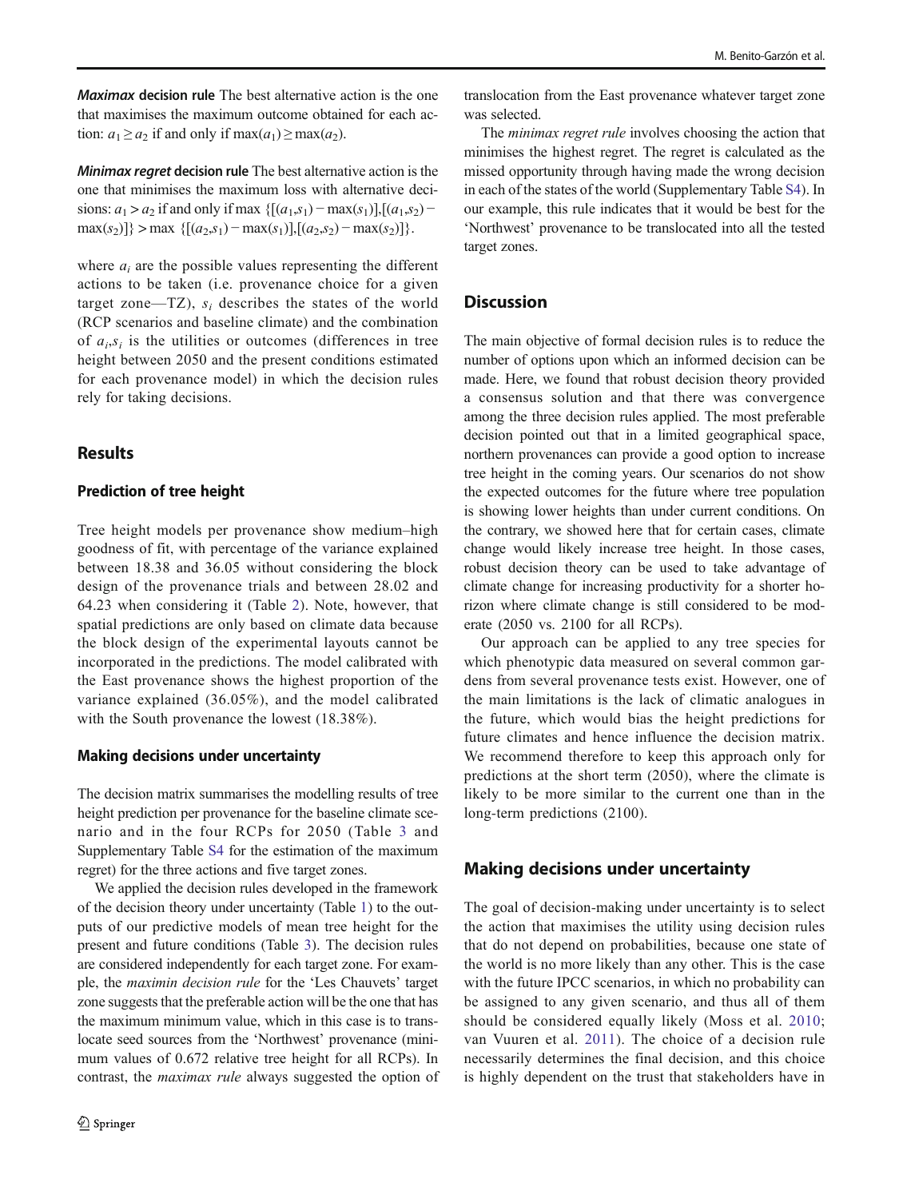***Maximax* decision rule** The best alternative action is the one that maximises the maximum outcome obtained for each action: $a_1 \geq a_2$ if and only if $\max(a_1) \geq \max(a_2)$.

***Minimax regret* decision rule** The best alternative action is the one that minimises the maximum loss with alternative decisions: $a_1 > a_2$ if and only if $\max\ \{[(a_1,s_1) - \max(s_1)],[(a_1,s_2) - \max(s_2)]\} > \max\ \{[(a_2,s_1) - \max(s_1)],[(a_2,s_2) - \max(s_2)]\}$.

where $a_i$ are the possible values representing the different actions to be taken (i.e. provenance choice for a given target zone—TZ), $s_i$ describes the states of the world (RCP scenarios and baseline climate) and the combination of $a_i,s_i$ is the utilities or outcomes (differences in tree height between 2050 and the present conditions estimated for each provenance model) in which the decision rules rely for taking decisions.

## Results

### Prediction of tree height

Tree height models per provenance show medium–high goodness of fit, with percentage of the variance explained between 18.38 and 36.05 without considering the block design of the provenance trials and between 28.02 and 64.23 when considering it (Table 2). Note, however, that spatial predictions are only based on climate data because the block design of the experimental layouts cannot be incorporated in the predictions. The model calibrated with the East provenance shows the highest proportion of the variance explained (36.05%), and the model calibrated with the South provenance the lowest (18.38%).

### Making decisions under uncertainty

The decision matrix summarises the modelling results of tree height prediction per provenance for the baseline climate scenario and in the four RCPs for 2050 (Table 3 and Supplementary Table S4 for the estimation of the maximum regret) for the three actions and five target zones.

We applied the decision rules developed in the framework of the decision theory under uncertainty (Table 1) to the outputs of our predictive models of mean tree height for the present and future conditions (Table 3). The decision rules are considered independently for each target zone. For example, the *maximin decision rule* for the 'Les Chauvets' target zone suggests that the preferable action will be the one that has the maximum minimum value, which in this case is to translocate seed sources from the 'Northwest' provenance (minimum values of 0.672 relative tree height for all RCPs). In contrast, the *maximax rule* always suggested the option of translocation from the East provenance whatever target zone was selected.

The *minimax regret rule* involves choosing the action that minimises the highest regret. The regret is calculated as the missed opportunity through having made the wrong decision in each of the states of the world (Supplementary Table S4). In our example, this rule indicates that it would be best for the 'Northwest' provenance to be translocated into all the tested target zones.

## Discussion

The main objective of formal decision rules is to reduce the number of options upon which an informed decision can be made. Here, we found that robust decision theory provided a consensus solution and that there was convergence among the three decision rules applied. The most preferable decision pointed out that in a limited geographical space, northern provenances can provide a good option to increase tree height in the coming years. Our scenarios do not show the expected outcomes for the future where tree population is showing lower heights than under current conditions. On the contrary, we showed here that for certain cases, climate change would likely increase tree height. In those cases, robust decision theory can be used to take advantage of climate change for increasing productivity for a shorter horizon where climate change is still considered to be moderate (2050 vs. 2100 for all RCPs).

Our approach can be applied to any tree species for which phenotypic data measured on several common gardens from several provenance tests exist. However, one of the main limitations is the lack of climatic analogues in the future, which would bias the height predictions for future climates and hence influence the decision matrix. We recommend therefore to keep this approach only for predictions at the short term (2050), where the climate is likely to be more similar to the current one than in the long-term predictions (2100).

## Making decisions under uncertainty

The goal of decision-making under uncertainty is to select the action that maximises the utility using decision rules that do not depend on probabilities, because one state of the world is no more likely than any other. This is the case with the future IPCC scenarios, in which no probability can be assigned to any given scenario, and thus all of them should be considered equally likely (Moss et al. 2010; van Vuuren et al. 2011). The choice of a decision rule necessarily determines the final decision, and this choice is highly dependent on the trust that stakeholders have in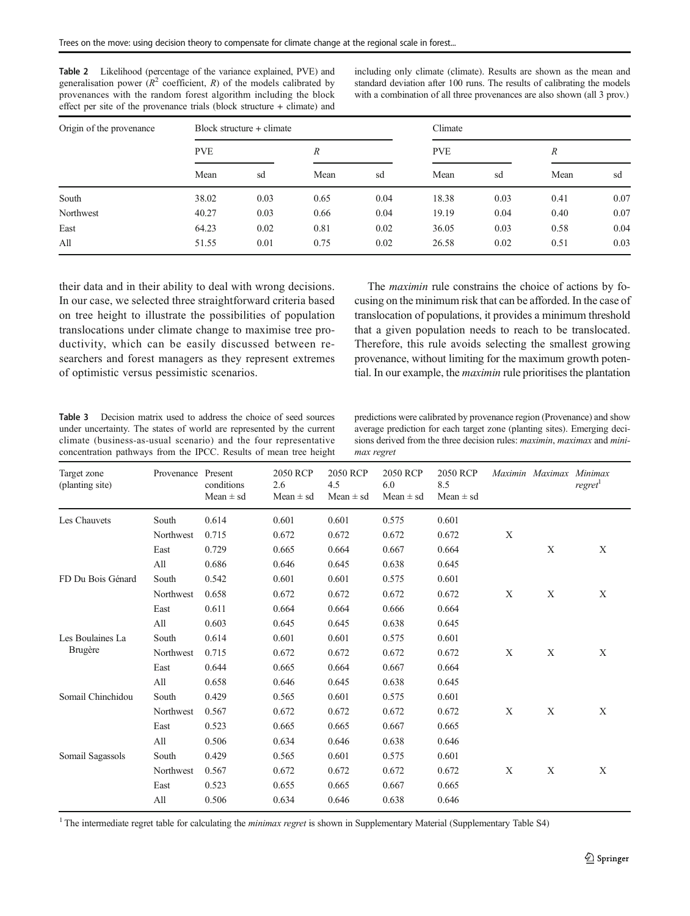**Table 2** Likelihood (percentage of the variance explained, PVE) and generalisation power ($R^2$ coefficient, $R$) of the models calibrated by provenances with the random forest algorithm including the block effect per site of the provenance trials (block structure + climate) and including only climate (climate). Results are shown as the mean and standard deviation after 100 runs. The results of calibrating the models with a combination of all three provenances are also shown (all 3 prov.)

| Origin of the provenance | Block structure + climate | | | | Climate | | | |
|---|---|---|---|---|---|---|---|---|
| | PVE | | $R$ | | PVE | | $R$ | |
| | Mean | sd | Mean | sd | Mean | sd | Mean | sd |
| South | 38.02 | 0.03 | 0.65 | 0.04 | 18.38 | 0.03 | 0.41 | 0.07 |
| Northwest | 40.27 | 0.03 | 0.66 | 0.04 | 19.19 | 0.04 | 0.40 | 0.07 |
| East | 64.23 | 0.02 | 0.81 | 0.02 | 36.05 | 0.03 | 0.58 | 0.04 |
| All | 51.55 | 0.01 | 0.75 | 0.02 | 26.58 | 0.02 | 0.51 | 0.03 |

their data and in their ability to deal with wrong decisions. In our case, we selected three straightforward criteria based on tree height to illustrate the possibilities of population translocations under climate change to maximise tree productivity, which can be easily discussed between researchers and forest managers as they represent extremes of optimistic versus pessimistic scenarios.

The *maximin* rule constrains the choice of actions by focusing on the minimum risk that can be afforded. In the case of translocation of populations, it provides a minimum threshold that a given population needs to reach to be translocated. Therefore, this rule avoids selecting the smallest growing provenance, without limiting for the maximum growth potential. In our example, the *maximin* rule prioritises the plantation

**Table 3** Decision matrix used to address the choice of seed sources under uncertainty. The states of world are represented by the current climate (business-as-usual scenario) and the four representative concentration pathways from the IPCC. Results of mean tree height predictions were calibrated by provenance region (Provenance) and show average prediction for each target zone (planting sites). Emerging decisions derived from the three decision rules: *maximin*, *maximax* and *minimax regret*

| Target zone (planting site) | Provenance | Present conditions Mean ± sd | 2050 RCP 2.6 Mean ± sd | 2050 RCP 4.5 Mean ± sd | 2050 RCP 6.0 Mean ± sd | 2050 RCP 8.5 Mean ± sd | *Maximin* | *Maximax* | *Minimax regret*[1] |
|---|---|---|---|---|---|---|---|---|---|
| Les Chauvets | South | 0.614 | 0.601 | 0.601 | 0.575 | 0.601 | | | |
| | Northwest | 0.715 | 0.672 | 0.672 | 0.672 | 0.672 | X | | |
| | East | 0.729 | 0.665 | 0.664 | 0.667 | 0.664 | | X | X |
| | All | 0.686 | 0.646 | 0.645 | 0.638 | 0.645 | | | |
| FD Du Bois Génard | South | 0.542 | 0.601 | 0.601 | 0.575 | 0.601 | | | |
| | Northwest | 0.658 | 0.672 | 0.672 | 0.672 | 0.672 | X | X | X |
| | East | 0.611 | 0.664 | 0.664 | 0.666 | 0.664 | | | |
| | All | 0.603 | 0.645 | 0.645 | 0.638 | 0.645 | | | |
| Les Boulaines La Brugère | South | 0.614 | 0.601 | 0.601 | 0.575 | 0.601 | | | |
| | Northwest | 0.715 | 0.672 | 0.672 | 0.672 | 0.672 | X | X | X |
| | East | 0.644 | 0.665 | 0.664 | 0.667 | 0.664 | | | |
| | All | 0.658 | 0.646 | 0.645 | 0.638 | 0.645 | | | |
| Somail Chinchidou | South | 0.429 | 0.565 | 0.601 | 0.575 | 0.601 | | | |
| | Northwest | 0.567 | 0.672 | 0.672 | 0.672 | 0.672 | X | X | X |
| | East | 0.523 | 0.665 | 0.665 | 0.667 | 0.665 | | | |
| | All | 0.506 | 0.634 | 0.646 | 0.638 | 0.646 | | | |
| Somail Sagassols | South | 0.429 | 0.565 | 0.601 | 0.575 | 0.601 | | | |
| | Northwest | 0.567 | 0.672 | 0.672 | 0.672 | 0.672 | X | X | X |
| | East | 0.523 | 0.655 | 0.665 | 0.667 | 0.665 | | | |
| | All | 0.506 | 0.634 | 0.646 | 0.638 | 0.646 | | | |

[1] The intermediate regret table for calculating the *minimax regret* is shown in Supplementary Material (Supplementary Table S4)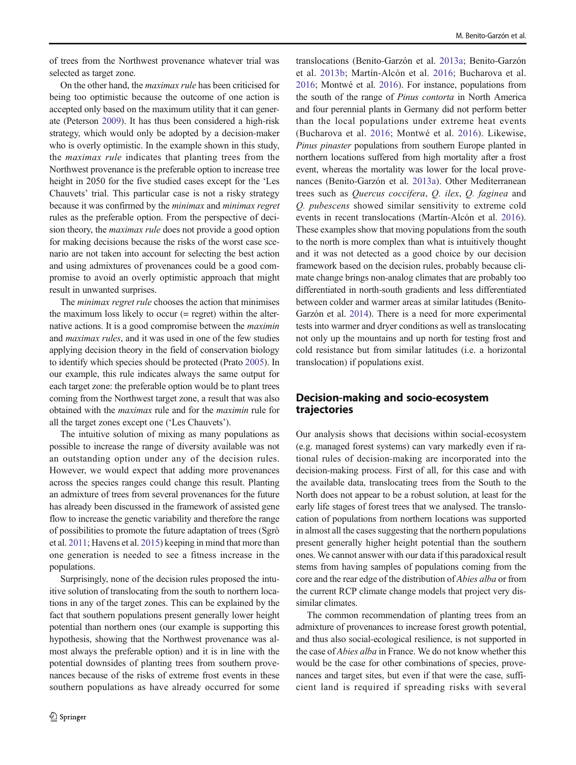of trees from the Northwest provenance whatever trial was selected as target zone.

On the other hand, the *maximax rule* has been criticised for being too optimistic because the outcome of one action is accepted only based on the maximum utility that it can generate (Peterson 2009). It has thus been considered a high-risk strategy, which would only be adopted by a decision-maker who is overly optimistic. In the example shown in this study, the *maximax rule* indicates that planting trees from the Northwest provenance is the preferable option to increase tree height in 2050 for the five studied cases except for the 'Les Chauvets' trial. This particular case is not a risky strategy because it was confirmed by the *minimax* and *minimax regret* rules as the preferable option. From the perspective of decision theory, the *maximax rule* does not provide a good option for making decisions because the risks of the worst case scenario are not taken into account for selecting the best action and using admixtures of provenances could be a good compromise to avoid an overly optimistic approach that might result in unwanted surprises.

The *minimax regret rule* chooses the action that minimises the maximum loss likely to occur (= regret) within the alternative actions. It is a good compromise between the *maximin* and *maximax rules*, and it was used in one of the few studies applying decision theory in the field of conservation biology to identify which species should be protected (Prato 2005). In our example, this rule indicates always the same output for each target zone: the preferable option would be to plant trees coming from the Northwest target zone, a result that was also obtained with the *maximax* rule and for the *maximin* rule for all the target zones except one ('Les Chauvets').

The intuitive solution of mixing as many populations as possible to increase the range of diversity available was not an outstanding option under any of the decision rules. However, we would expect that adding more provenances across the species ranges could change this result. Planting an admixture of trees from several provenances for the future has already been discussed in the framework of assisted gene flow to increase the genetic variability and therefore the range of possibilities to promote the future adaptation of trees (Sgrò et al. 2011; Havens et al. 2015) keeping in mind that more than one generation is needed to see a fitness increase in the populations.

Surprisingly, none of the decision rules proposed the intuitive solution of translocating from the south to northern locations in any of the target zones. This can be explained by the fact that southern populations present generally lower height potential than northern ones (our example is supporting this hypothesis, showing that the Northwest provenance was almost always the preferable option) and it is in line with the potential downsides of planting trees from southern provenances because of the risks of extreme frost events in these southern populations as have already occurred for some translocations (Benito-Garzón et al. 2013a; Benito-Garzón et al. 2013b; Martín-Alcón et al. 2016; Bucharova et al. 2016; Montwé et al. 2016). For instance, populations from the south of the range of *Pinus contorta* in North America and four perennial plants in Germany did not perform better than the local populations under extreme heat events (Bucharova et al. 2016; Montwé et al. 2016). Likewise, *Pinus pinaster* populations from southern Europe planted in northern locations suffered from high mortality after a frost event, whereas the mortality was lower for the local provenances (Benito-Garzón et al. 2013a). Other Mediterranean trees such as *Quercus coccifera*, *Q. ilex*, *Q. faginea* and *Q. pubescens* showed similar sensitivity to extreme cold events in recent translocations (Martín-Alcón et al. 2016). These examples show that moving populations from the south to the north is more complex than what is intuitively thought and it was not detected as a good choice by our decision framework based on the decision rules, probably because climate change brings non-analog climates that are probably too differentiated in north-south gradients and less differentiated between colder and warmer areas at similar latitudes (Benito-Garzón et al. 2014). There is a need for more experimental tests into warmer and dryer conditions as well as translocating not only up the mountains and up north for testing frost and cold resistance but from similar latitudes (i.e. a horizontal translocation) if populations exist.

## Decision-making and socio-ecosystem trajectories

Our analysis shows that decisions within social-ecosystem (e.g. managed forest systems) can vary markedly even if rational rules of decision-making are incorporated into the decision-making process. First of all, for this case and with the available data, translocating trees from the South to the North does not appear to be a robust solution, at least for the early life stages of forest trees that we analysed. The translocation of populations from northern locations was supported in almost all the cases suggesting that the northern populations present generally higher height potential than the southern ones. We cannot answer with our data if this paradoxical result stems from having samples of populations coming from the core and the rear edge of the distribution of *Abies alba* or from the current RCP climate change models that project very dissimilar climates.

The common recommendation of planting trees from an admixture of provenances to increase forest growth potential, and thus also social-ecological resilience, is not supported in the case of *Abies alba* in France. We do not know whether this would be the case for other combinations of species, provenances and target sites, but even if that were the case, sufficient land is required if spreading risks with several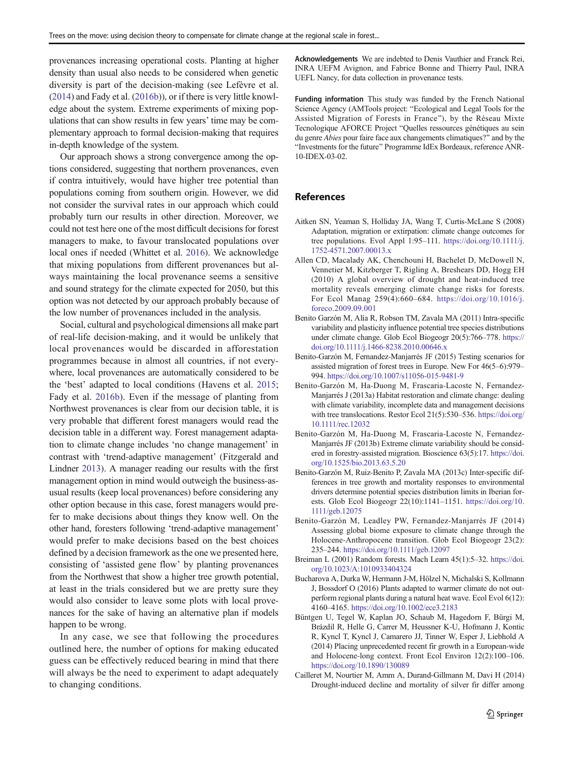provenances increasing operational costs. Planting at higher density than usual also needs to be considered when genetic diversity is part of the decision-making (see Lefèvre et al. (2014) and Fady et al. (2016b)), or if there is very little knowledge about the system. Extreme experiments of mixing populations that can show results in few years' time may be complementary approach to formal decision-making that requires in-depth knowledge of the system.

Our approach shows a strong convergence among the options considered, suggesting that northern provenances, even if contra intuitively, would have higher tree potential than populations coming from southern origin. However, we did not consider the survival rates in our approach which could probably turn our results in other direction. Moreover, we could not test here one of the most difficult decisions for forest managers to make, to favour translocated populations over local ones if needed (Whittet et al. 2016). We acknowledge that mixing populations from different provenances but always maintaining the local provenance seems a sensitive and sound strategy for the climate expected for 2050, but this option was not detected by our approach probably because of the low number of provenances included in the analysis.

Social, cultural and psychological dimensions all make part of real-life decision-making, and it would be unlikely that local provenances would be discarded in afforestation programmes because in almost all countries, if not everywhere, local provenances are automatically considered to be the 'best' adapted to local conditions (Havens et al. 2015; Fady et al. 2016b). Even if the message of planting from Northwest provenances is clear from our decision table, it is very probable that different forest managers would read the decision table in a different way. Forest management adaptation to climate change includes 'no change management' in contrast with 'trend-adaptive management' (Fitzgerald and Lindner 2013). A manager reading our results with the first management option in mind would outweigh the business-as-usual results (keep local provenances) before considering any other option because in this case, forest managers would prefer to make decisions about things they know well. On the other hand, foresters following 'trend-adaptive management' would prefer to make decisions based on the best choices defined by a decision framework as the one we presented here, consisting of 'assisted gene flow' by planting provenances from the Northwest that show a higher tree growth potential, at least in the trials considered but we are pretty sure they would also consider to leave some plots with local provenances for the sake of having an alternative plan if models happen to be wrong.

In any case, we see that following the procedures outlined here, the number of options for making educated guess can be effectively reduced bearing in mind that there will always be the need to experiment to adapt adequately to changing conditions.

**Acknowledgements** We are indebted to Denis Vauthier and Franck Rei, INRA UEFM Avignon, and Fabrice Bonne and Thierry Paul, INRA UEFL Nancy, for data collection in provenance tests.

**Funding information** This study was funded by the French National Science Agency (AMTools project: "Ecological and Legal Tools for the Assisted Migration of Forests in France"), by the Réseau Mixte Tecnologique AFORCE Project "Quelles ressources génétiques au sein du genre *Abies* pour faire face aux changements climatiques?" and by the "Investments for the future" Programme IdEx Bordeaux, reference ANR-10-IDEX-03-02.

## References

Aitken SN, Yeaman S, Holliday JA, Wang T, Curtis-McLane S (2008) Adaptation, migration or extirpation: climate change outcomes for tree populations. Evol Appl 1:95–111. https://doi.org/10.1111/j.1752-4571.2007.00013.x

Allen CD, Macalady AK, Chenchouni H, Bachelet D, McDowell N, Vennetier M, Kitzberger T, Rigling A, Breshears DD, Hogg EH (2010) A global overview of drought and heat-induced tree mortality reveals emerging climate change risks for forests. For Ecol Manag 259(4):660–684. https://doi.org/10.1016/j.foreco.2009.09.001

Benito Garzón M, Alía R, Robson TM, Zavala MA (2011) Intra-specific variability and plasticity influence potential tree species distributions under climate change. Glob Ecol Biogeogr 20(5):766–778. https://doi.org/10.1111/j.1466-8238.2010.00646.x

Benito-Garzón M, Fernandez-Manjarrés JF (2015) Testing scenarios for assisted migration of forest trees in Europe. New For 46(5–6):979–994. https://doi.org/10.1007/s11056-015-9481-9

Benito-Garzón M, Ha-Duong M, Frascaria-Lacoste N, Fernandez-Manjarrés J (2013a) Habitat restoration and climate change: dealing with climate variability, incomplete data and management decisions with tree translocations. Restor Ecol 21(5):530–536. https://doi.org/10.1111/rec.12032

Benito-Garzón M, Ha-Duong M, Frascaria-Lacoste N, Fernandez-Manjarrés JF (2013b) Extreme climate variability should be considered in forestry-assisted migration. Bioscience 63(5):17. https://doi.org/10.1525/bio.2013.63.5.20

Benito-Garzón M, Ruiz-Benito P, Zavala MA (2013c) Inter-specific differences in tree growth and mortality responses to environmental drivers determine potential species distribution limits in Iberian forests. Glob Ecol Biogeogr 22(10):1141–1151. https://doi.org/10.1111/geb.12075

Benito-Garzón M, Leadley PW, Fernandez-Manjarrés JF (2014) Assessing global biome exposure to climate change through the Holocene-Anthropocene transition. Glob Ecol Biogeogr 23(2):235–244. https://doi.org/10.1111/geb.12097

Breiman L (2001) Random forests. Mach Learn 45(1):5–32. https://doi.org/10.1023/A:1010933404324

Bucharova A, Durka W, Hermann J-M, Hölzel N, Michalski S, Kollmann J, Bossdorf O (2016) Plants adapted to warmer climate do not outperform regional plants during a natural heat wave. Ecol Evol 6(12):4160–4165. https://doi.org/10.1002/ece3.2183

Büntgen U, Tegel W, Kaplan JO, Schaub M, Hagedorn F, Bürgi M, Brázdil R, Helle G, Carrer M, Heussner K-U, Hofmann J, Kontic R, Kyncl T, Kyncl J, Camarero JJ, Tinner W, Esper J, Liebhold A (2014) Placing unprecedented recent fir growth in a European-wide and Holocene-long context. Front Ecol Environ 12(2):100–106. https://doi.org/10.1890/130089

Cailleret M, Nourtier M, Amm A, Durand-Gillmann M, Davi H (2014) Drought-induced decline and mortality of silver fir differ among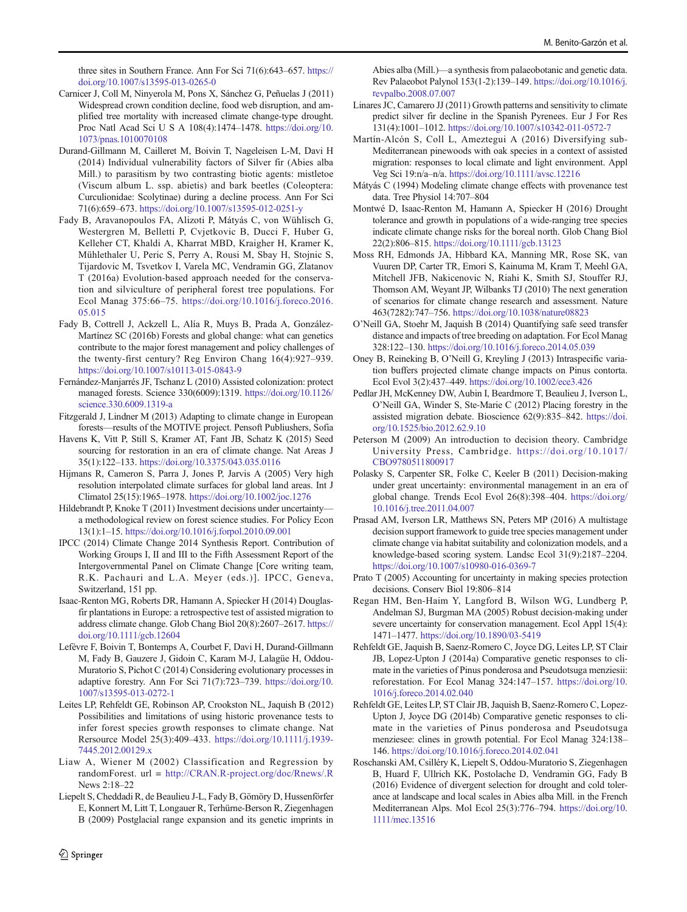three sites in Southern France. Ann For Sci 71(6):643–657. https://doi.org/10.1007/s13595-013-0265-0

Carnicer J, Coll M, Ninyerola M, Pons X, Sánchez G, Peñuelas J (2011) Widespread crown condition decline, food web disruption, and amplified tree mortality with increased climate change-type drought. Proc Natl Acad Sci U S A 108(4):1474–1478. https://doi.org/10.1073/pnas.1010070108

Durand-Gillmann M, Cailleret M, Boivin T, Nageleisen L-M, Davi H (2014) Individual vulnerability factors of Silver fir (Abies alba Mill.) to parasitism by two contrasting biotic agents: mistletoe (Viscum album L. ssp. abietis) and bark beetles (Coleoptera: Curculionidae: Scolytinae) during a decline process. Ann For Sci 71(6):659–673. https://doi.org/10.1007/s13595-012-0251-y

Fady B, Aravanopoulos FA, Alizoti P, Mátyás C, von Wühlisch G, Westergren M, Belletti P, Cvjetkovic B, Ducci F, Huber G, Kelleher CT, Khaldi A, Kharrat MBD, Kraigher H, Kramer K, Mühlethaler U, Peric S, Perry A, Rousi M, Sbay H, Stojnic S, Tijardovic M, Tsvetkov I, Varela MC, Vendramin GG, Zlatanov T (2016a) Evolution-based approach needed for the conservation and silviculture of peripheral forest tree populations. For Ecol Manag 375:66–75. https://doi.org/10.1016/j.foreco.2016.05.015

Fady B, Cottrell J, Ackzell L, Alía R, Muys B, Prada A, González-Martínez SC (2016b) Forests and global change: what can genetics contribute to the major forest management and policy challenges of the twenty-first century? Reg Environ Chang 16(4):927–939. https://doi.org/10.1007/s10113-015-0843-9

Fernández-Manjarrés JF, Tschanz L (2010) Assisted colonization: protect managed forests. Science 330(6009):1319. https://doi.org/10.1126/science.330.6009.1319-a

Fitzgerald J, Lindner M (2013) Adapting to climate change in European forests—results of the MOTIVE project. Pensoft Publiushers, Sofia

Havens K, Vitt P, Still S, Kramer AT, Fant JB, Schatz K (2015) Seed sourcing for restoration in an era of climate change. Nat Areas J 35(1):122–133. https://doi.org/10.3375/043.035.0116

Hijmans R, Cameron S, Parra J, Jones P, Jarvis A (2005) Very high resolution interpolated climate surfaces for global land areas. Int J Climatol 25(15):1965–1978. https://doi.org/10.1002/joc.1276

Hildebrandt P, Knoke T (2011) Investment decisions under uncertainty—a methodological review on forest science studies. For Policy Econ 13(1):1–15. https://doi.org/10.1016/j.forpol.2010.09.001

IPCC (2014) Climate Change 2014 Synthesis Report. Contribution of Working Groups I, II and III to the Fifth Assessment Report of the Intergovernmental Panel on Climate Change [Core writing team, R.K. Pachauri and L.A. Meyer (eds.)]. IPCC, Geneva, Switzerland, 151 pp.

Isaac-Renton MG, Roberts DR, Hamann A, Spiecker H (2014) Douglas-fir plantations in Europe: a retrospective test of assisted migration to address climate change. Glob Chang Biol 20(8):2607–2617. https://doi.org/10.1111/gcb.12604

Lefèvre F, Boivin T, Bontemps A, Courbet F, Davi H, Durand-Gillmann M, Fady B, Gauzere J, Gidoin C, Karam M-J, Lalagüe H, Oddou-Muratorio S, Pichot C (2014) Considering evolutionary processes in adaptive forestry. Ann For Sci 71(7):723–739. https://doi.org/10.1007/s13595-013-0272-1

Leites LP, Rehfeldt GE, Robinson AP, Crookston NL, Jaquish B (2012) Possibilities and limitations of using historic provenance tests to infer forest species growth responses to climate change. Nat Resource Model 25(3):409–433. https://doi.org/10.1111/j.1939-7445.2012.00129.x

Liaw A, Wiener M (2002) Classification and Regression by randomForest. url = http://CRAN.R-project.org/doc/Rnews/.R News 2:18–22

Liepelt S, Cheddadi R, de Beaulieu J-L, Fady B, Gömöry D, Hussendörfer E, Konnert M, Litt T, Longauer R, Terhürne-Berson R, Ziegenhagen B (2009) Postglacial range expansion and its genetic imprints in Abies alba (Mill.)—a synthesis from palaeobotanic and genetic data. Rev Palaeobot Palynol 153(1-2):139–149. https://doi.org/10.1016/j.revpalbo.2008.07.007

Linares JC, Camarero JJ (2011) Growth patterns and sensitivity to climate predict silver fir decline in the Spanish Pyrenees. Eur J For Res 131(4):1001–1012. https://doi.org/10.1007/s10342-011-0572-7

Martín-Alcón S, Coll L, Ameztegui A (2016) Diversifying sub-Mediterranean pinewoods with oak species in a context of assisted migration: responses to local climate and light environment. Appl Veg Sci 19:n/a–n/a. https://doi.org/10.1111/avsc.12216

Mátyás C (1994) Modeling climate change effects with provenance test data. Tree Physiol 14:707–804

Montwé D, Isaac-Renton M, Hamann A, Spiecker H (2016) Drought tolerance and growth in populations of a wide-ranging tree species indicate climate change risks for the boreal north. Glob Chang Biol 22(2):806–815. https://doi.org/10.1111/gcb.13123

Moss RH, Edmonds JA, Hibbard KA, Manning MR, Rose SK, van Vuuren DP, Carter TR, Emori S, Kainuma M, Kram T, Meehl GA, Mitchell JFB, Nakicenovic N, Riahi K, Smith SJ, Stouffer RJ, Thomson AM, Weyant JP, Wilbanks TJ (2010) The next generation of scenarios for climate change research and assessment. Nature 463(7282):747–756. https://doi.org/10.1038/nature08823

O'Neill GA, Stoehr M, Jaquish B (2014) Quantifying safe seed transfer distance and impacts of tree breeding on adaptation. For Ecol Manag 328:122–130. https://doi.org/10.1016/j.foreco.2014.05.039

Oney B, Reineking B, O'Neill G, Kreyling J (2013) Intraspecific variation buffers projected climate change impacts on Pinus contorta. Ecol Evol 3(2):437–449. https://doi.org/10.1002/ece3.426

Pedlar JH, McKenney DW, Aubin I, Beardmore T, Beaulieu J, Iverson L, O'Neill GA, Winder S, Ste-Marie C (2012) Placing forestry in the assisted migration debate. Bioscience 62(9):835–842. https://doi.org/10.1525/bio.2012.62.9.10

Peterson M (2009) An introduction to decision theory. Cambridge University Press, Cambridge. https://doi.org/10.1017/CBO9780511800917

Polasky S, Carpenter SR, Folke C, Keeler B (2011) Decision-making under great uncertainty: environmental management in an era of global change. Trends Ecol Evol 26(8):398–404. https://doi.org/10.1016/j.tree.2011.04.007

Prasad AM, Iverson LR, Matthews SN, Peters MP (2016) A multistage decision support framework to guide tree species management under climate change via habitat suitability and colonization models, and a knowledge-based scoring system. Landsc Ecol 31(9):2187–2204. https://doi.org/10.1007/s10980-016-0369-7

Prato T (2005) Accounting for uncertainty in making species protection decisions. Conserv Biol 19:806–814

Regan HM, Ben-Haim Y, Langford B, Wilson WG, Lundberg P, Andelman SJ, Burgman MA (2005) Robust decision-making under severe uncertainty for conservation management. Ecol Appl 15(4):1471–1477. https://doi.org/10.1890/03-5419

Rehfeldt GE, Jaquish B, Saenz-Romero C, Joyce DG, Leites LP, ST Clair JB, Lopez-Upton J (2014a) Comparative genetic responses to climate in the varieties of Pinus ponderosa and Pseudotsuga menziesii: reforestation. For Ecol Manag 324:147–157. https://doi.org/10.1016/j.foreco.2014.02.040

Rehfeldt GE, Leites LP, ST Clair JB, Jaquish B, Saenz-Romero C, Lopez-Upton J, Joyce DG (2014b) Comparative genetic responses to climate in the varieties of Pinus ponderosa and Pseudotsuga menziesee: clines in growth potential. For Ecol Manag 324:138–146. https://doi.org/10.1016/j.foreco.2014.02.041

Roschanski AM, Csilléry K, Liepelt S, Oddou-Muratorio S, Ziegenhagen B, Huard F, Ullrich KK, Postolache D, Vendramin GG, Fady B (2016) Evidence of divergent selection for drought and cold tolerance at landscape and local scales in Abies alba Mill. in the French Mediterranean Alps. Mol Ecol 25(3):776–794. https://doi.org/10.1111/mec.13516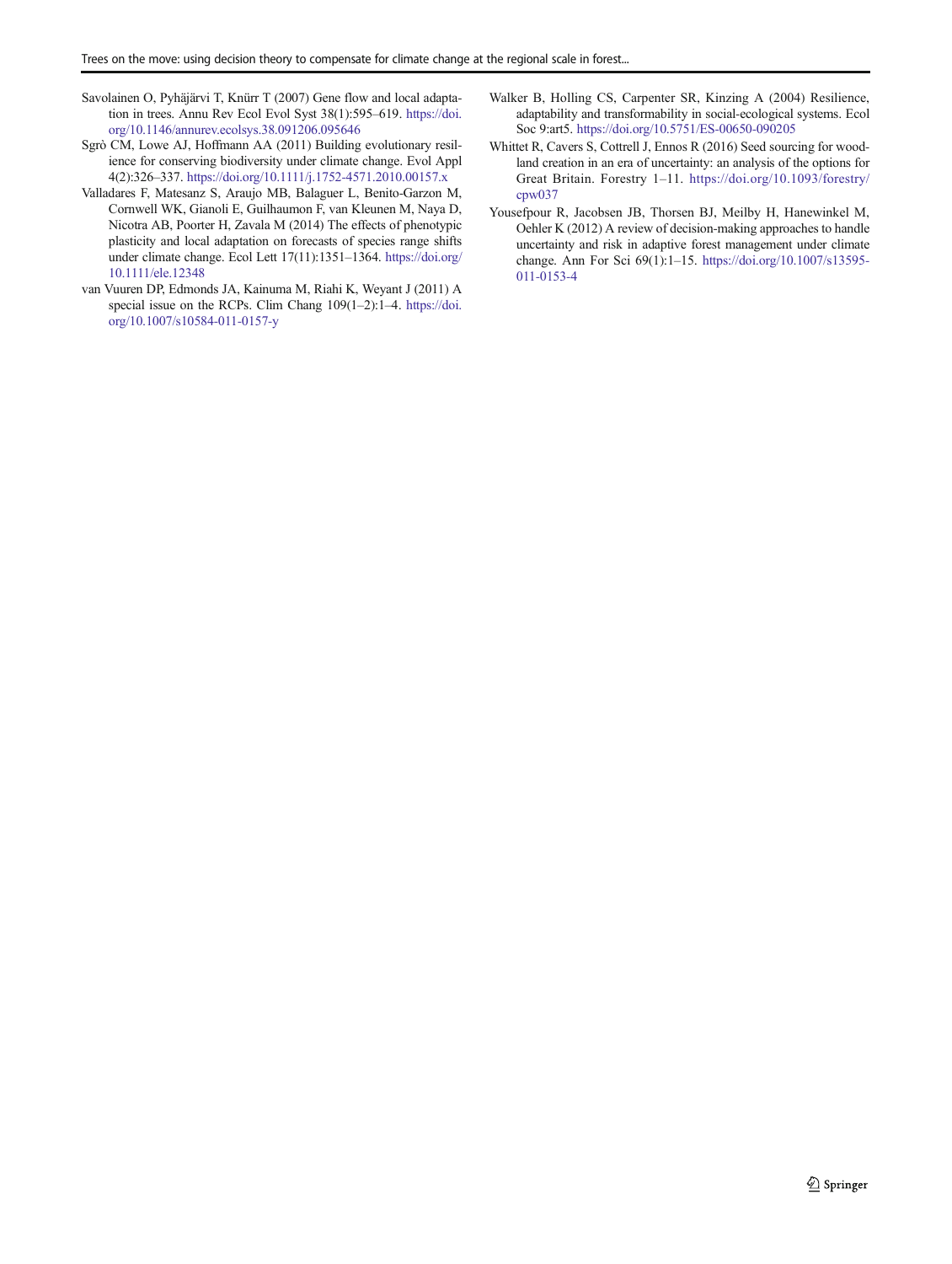Savolainen O, Pyhäjärvi T, Knürr T (2007) Gene flow and local adaptation in trees. Annu Rev Ecol Evol Syst 38(1):595–619. https://doi.org/10.1146/annurev.ecolsys.38.091206.095646

Sgrò CM, Lowe AJ, Hoffmann AA (2011) Building evolutionary resilience for conserving biodiversity under climate change. Evol Appl 4(2):326–337. https://doi.org/10.1111/j.1752-4571.2010.00157.x

Valladares F, Matesanz S, Araujo MB, Balaguer L, Benito-Garzon M, Cornwell WK, Gianoli E, Guilhaumon F, van Kleunen M, Naya D, Nicotra AB, Poorter H, Zavala M (2014) The effects of phenotypic plasticity and local adaptation on forecasts of species range shifts under climate change. Ecol Lett 17(11):1351–1364. https://doi.org/10.1111/ele.12348

van Vuuren DP, Edmonds JA, Kainuma M, Riahi K, Weyant J (2011) A special issue on the RCPs. Clim Chang 109(1–2):1–4. https://doi.org/10.1007/s10584-011-0157-y

Walker B, Holling CS, Carpenter SR, Kinzing A (2004) Resilience, adaptability and transformability in social-ecological systems. Ecol Soc 9:art5. https://doi.org/10.5751/ES-00650-090205

Whittet R, Cavers S, Cottrell J, Ennos R (2016) Seed sourcing for woodland creation in an era of uncertainty: an analysis of the options for Great Britain. Forestry 1–11. https://doi.org/10.1093/forestry/cpw037

Yousefpour R, Jacobsen JB, Thorsen BJ, Meilby H, Hanewinkel M, Oehler K (2012) A review of decision-making approaches to handle uncertainty and risk in adaptive forest management under climate change. Ann For Sci 69(1):1–15. https://doi.org/10.1007/s13595-011-0153-4